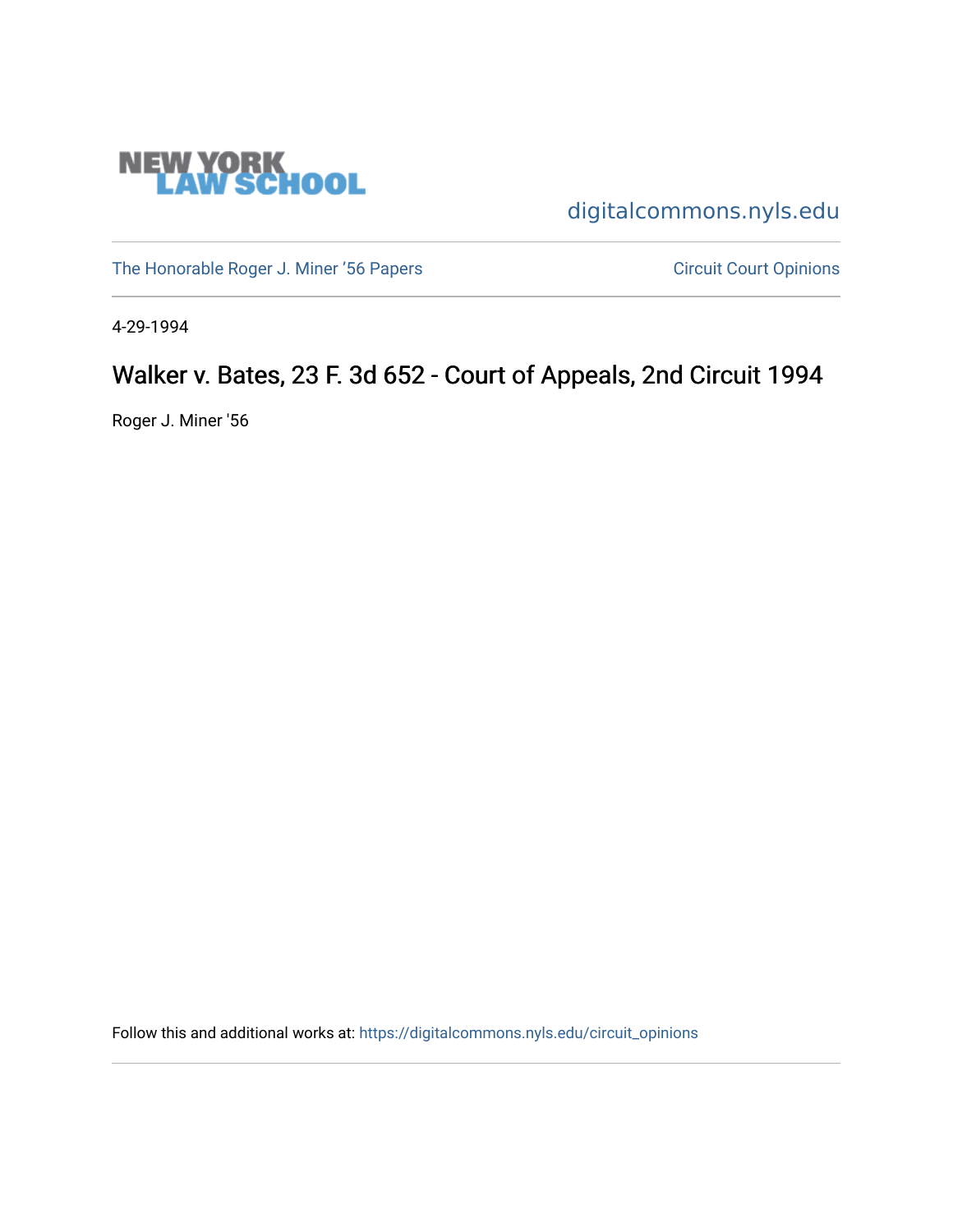NEW YORK LAW SCHOOL

digitalcommons.nyls.edu

The Honorable Roger J. Miner '56 Papers

Circuit Court Opinions

4-29-1994

# Walker v. Bates, 23 F. 3d 652 - Court of Appeals, 2nd Circuit 1994

Roger J. Miner '56

Follow this and additional works at: https://digitalcommons.nyls.edu/circuit_opinions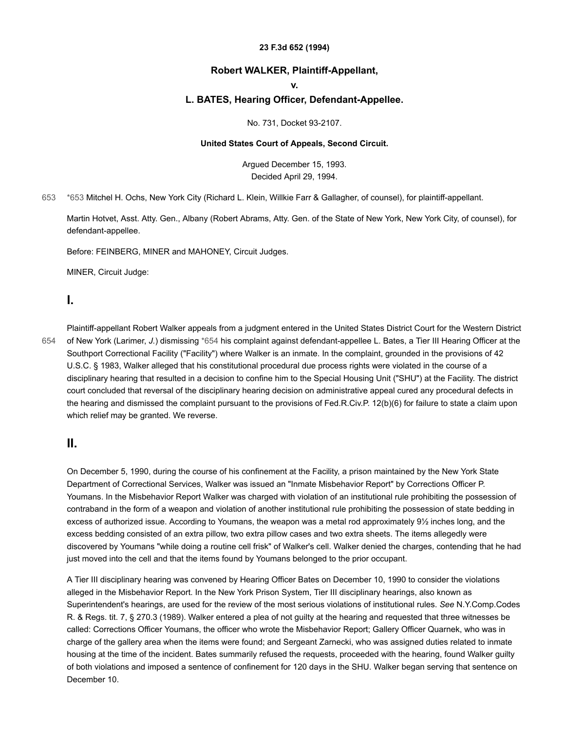**23 F.3d 652 (1994)**

## Robert WALKER, Plaintiff-Appellant,

## v.

## L. BATES, Hearing Officer, Defendant-Appellee.

No. 731, Docket 93-2107.

**United States Court of Appeals, Second Circuit.**

Argued December 15, 1993.
Decided April 29, 1994.

653 *653 Mitchel H. Ochs, New York City (Richard L. Klein, Willkie Farr & Gallagher, of counsel), for plaintiff-appellant.

Martin Hotvet, Asst. Atty. Gen., Albany (Robert Abrams, Atty. Gen. of the State of New York, New York City, of counsel), for defendant-appellee.

Before: FEINBERG, MINER and MAHONEY, Circuit Judges.

MINER, Circuit Judge:

# I.

Plaintiff-appellant Robert Walker appeals from a judgment entered in the United States District Court for the Western District of New York (Larimer, *J.*) dismissing 654 *654 his complaint against defendant-appellee L. Bates, a Tier III Hearing Officer at the Southport Correctional Facility ("Facility") where Walker is an inmate. In the complaint, grounded in the provisions of 42 U.S.C. § 1983, Walker alleged that his constitutional procedural due process rights were violated in the course of a disciplinary hearing that resulted in a decision to confine him to the Special Housing Unit ("SHU") at the Facility. The district court concluded that reversal of the disciplinary hearing decision on administrative appeal cured any procedural defects in the hearing and dismissed the complaint pursuant to the provisions of Fed.R.Civ.P. 12(b)(6) for failure to state a claim upon which relief may be granted. We reverse.

# II.

On December 5, 1990, during the course of his confinement at the Facility, a prison maintained by the New York State Department of Correctional Services, Walker was issued an "Inmate Misbehavior Report" by Corrections Officer P. Youmans. In the Misbehavior Report Walker was charged with violation of an institutional rule prohibiting the possession of contraband in the form of a weapon and violation of another institutional rule prohibiting the possession of state bedding in excess of authorized issue. According to Youmans, the weapon was a metal rod approximately 9½ inches long, and the excess bedding consisted of an extra pillow, two extra pillow cases and two extra sheets. The items allegedly were discovered by Youmans "while doing a routine cell frisk" of Walker's cell. Walker denied the charges, contending that he had just moved into the cell and that the items found by Youmans belonged to the prior occupant.

A Tier III disciplinary hearing was convened by Hearing Officer Bates on December 10, 1990 to consider the violations alleged in the Misbehavior Report. In the New York Prison System, Tier III disciplinary hearings, also known as Superintendent's hearings, are used for the review of the most serious violations of institutional rules. *See* N.Y.Comp.Codes R. & Regs. tit. 7, § 270.3 (1989). Walker entered a plea of not guilty at the hearing and requested that three witnesses be called: Corrections Officer Youmans, the officer who wrote the Misbehavior Report; Gallery Officer Quarnek, who was in charge of the gallery area when the items were found; and Sergeant Zarnecki, who was assigned duties related to inmate housing at the time of the incident. Bates summarily refused the requests, proceeded with the hearing, found Walker guilty of both violations and imposed a sentence of confinement for 120 days in the SHU. Walker began serving that sentence on December 10.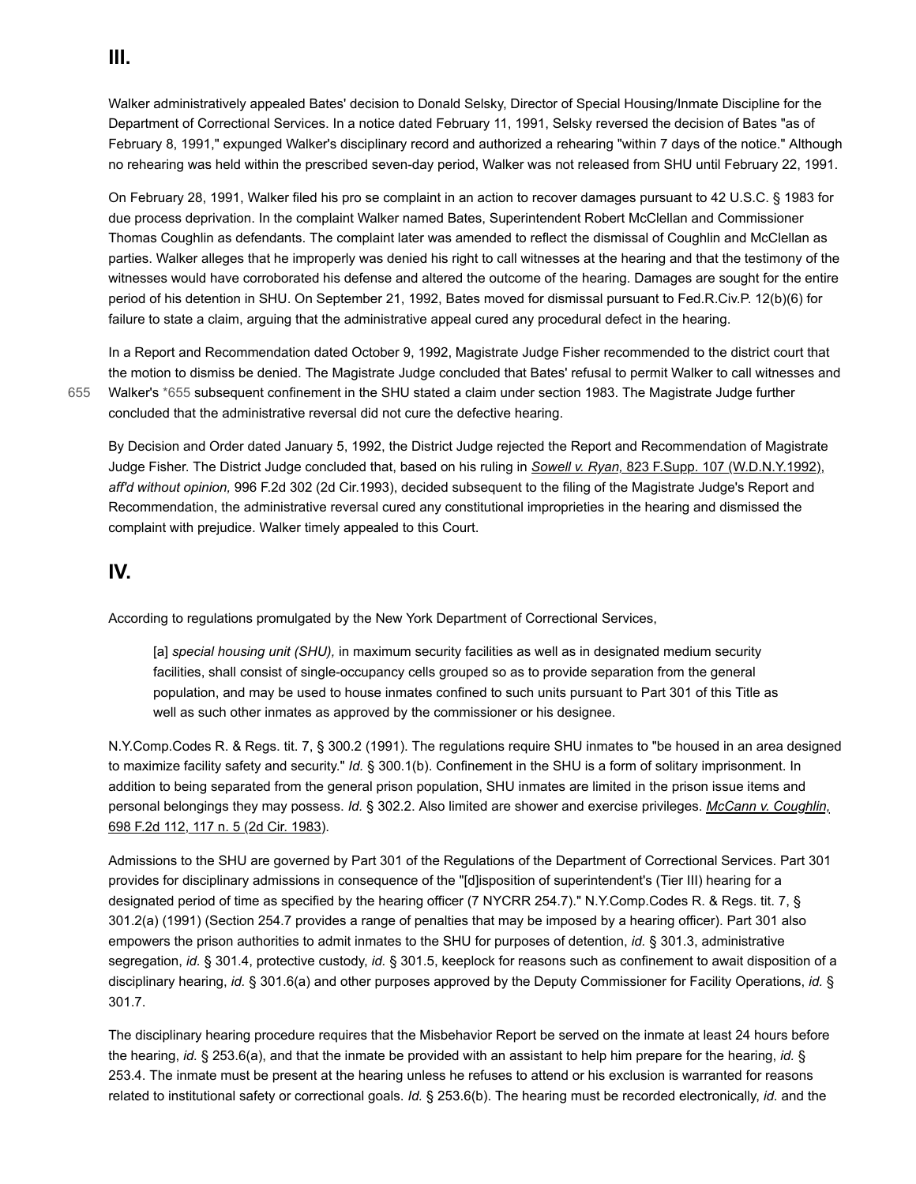## III.

Walker administratively appealed Bates' decision to Donald Selsky, Director of Special Housing/Inmate Discipline for the Department of Correctional Services. In a notice dated February 11, 1991, Selsky reversed the decision of Bates "as of February 8, 1991," expunged Walker's disciplinary record and authorized a rehearing "within 7 days of the notice." Although no rehearing was held within the prescribed seven-day period, Walker was not released from SHU until February 22, 1991.

On February 28, 1991, Walker filed his pro se complaint in an action to recover damages pursuant to 42 U.S.C. § 1983 for due process deprivation. In the complaint Walker named Bates, Superintendent Robert McClellan and Commissioner Thomas Coughlin as defendants. The complaint later was amended to reflect the dismissal of Coughlin and McClellan as parties. Walker alleges that he improperly was denied his right to call witnesses at the hearing and that the testimony of the witnesses would have corroborated his defense and altered the outcome of the hearing. Damages are sought for the entire period of his detention in SHU. On September 21, 1992, Bates moved for dismissal pursuant to Fed.R.Civ.P. 12(b)(6) for failure to state a claim, arguing that the administrative appeal cured any procedural defect in the hearing.

In a Report and Recommendation dated October 9, 1992, Magistrate Judge Fisher recommended to the district court that the motion to dismiss be denied. The Magistrate Judge concluded that Bates' refusal to permit Walker to call witnesses and Walker's *655 subsequent confinement in the SHU stated a claim under section 1983. The Magistrate Judge further concluded that the administrative reversal did not cure the defective hearing.

By Decision and Order dated January 5, 1992, the District Judge rejected the Report and Recommendation of Magistrate Judge Fisher. The District Judge concluded that, based on his ruling in *Sowell v. Ryan,* 823 F.Supp. 107 (W.D.N.Y.1992), *aff'd without opinion,* 996 F.2d 302 (2d Cir.1993), decided subsequent to the filing of the Magistrate Judge's Report and Recommendation, the administrative reversal cured any constitutional improprieties in the hearing and dismissed the complaint with prejudice. Walker timely appealed to this Court.

## IV.

According to regulations promulgated by the New York Department of Correctional Services,

> [a] *special housing unit (SHU),* in maximum security facilities as well as in designated medium security facilities, shall consist of single-occupancy cells grouped so as to provide separation from the general population, and may be used to house inmates confined to such units pursuant to Part 301 of this Title as well as such other inmates as approved by the commissioner or his designee.

N.Y.Comp.Codes R. & Regs. tit. 7, § 300.2 (1991). The regulations require SHU inmates to "be housed in an area designed to maximize facility safety and security." *Id.* § 300.1(b). Confinement in the SHU is a form of solitary imprisonment. In addition to being separated from the general prison population, SHU inmates are limited in the prison issue items and personal belongings they may possess. *Id.* § 302.2. Also limited are shower and exercise privileges. *McCann v. Coughlin,* 698 F.2d 112, 117 n. 5 (2d Cir. 1983).

Admissions to the SHU are governed by Part 301 of the Regulations of the Department of Correctional Services. Part 301 provides for disciplinary admissions in consequence of the "[d]isposition of superintendent's (Tier III) hearing for a designated period of time as specified by the hearing officer (7 NYCRR 254.7)." N.Y.Comp.Codes R. & Regs. tit. 7, § 301.2(a) (1991) (Section 254.7 provides a range of penalties that may be imposed by a hearing officer). Part 301 also empowers the prison authorities to admit inmates to the SHU for purposes of detention, *id.* § 301.3, administrative segregation, *id.* § 301.4, protective custody, *id.* § 301.5, keeplock for reasons such as confinement to await disposition of a disciplinary hearing, *id.* § 301.6(a) and other purposes approved by the Deputy Commissioner for Facility Operations, *id.* § 301.7.

The disciplinary hearing procedure requires that the Misbehavior Report be served on the inmate at least 24 hours before the hearing, *id.* § 253.6(a), and that the inmate be provided with an assistant to help him prepare for the hearing, *id.* § 253.4. The inmate must be present at the hearing unless he refuses to attend or his exclusion is warranted for reasons related to institutional safety or correctional goals. *Id.* § 253.6(b). The hearing must be recorded electronically, *id.* and the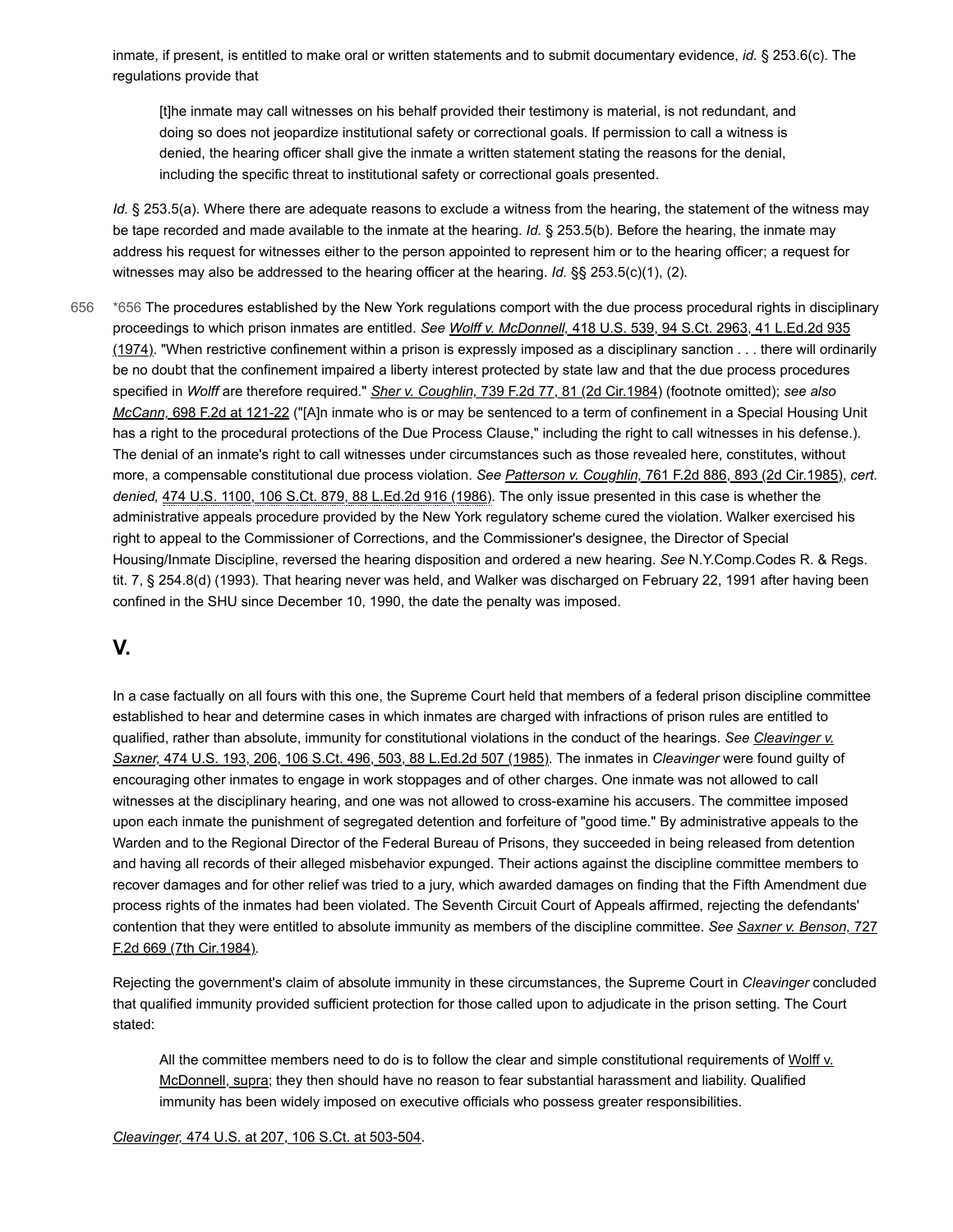inmate, if present, is entitled to make oral or written statements and to submit documentary evidence, *id.* § 253.6(c). The regulations provide that

> [t]he inmate may call witnesses on his behalf provided their testimony is material, is not redundant, and doing so does not jeopardize institutional safety or correctional goals. If permission to call a witness is denied, the hearing officer shall give the inmate a written statement stating the reasons for the denial, including the specific threat to institutional safety or correctional goals presented.

*Id.* § 253.5(a). Where there are adequate reasons to exclude a witness from the hearing, the statement of the witness may be tape recorded and made available to the inmate at the hearing. *Id.* § 253.5(b). Before the hearing, the inmate may address his request for witnesses either to the person appointed to represent him or to the hearing officer; a request for witnesses may also be addressed to the hearing officer at the hearing. *Id.* §§ 253.5(c)(1), (2).

*656 The procedures established by the New York regulations comport with the due process procedural rights in disciplinary proceedings to which prison inmates are entitled. *See* *Wolff v. McDonnell,* 418 U.S. 539, 94 S.Ct. 2963, 41 L.Ed.2d 935 (1974). "When restrictive confinement within a prison is expressly imposed as a disciplinary sanction . . . there will ordinarily be no doubt that the confinement impaired a liberty interest protected by state law and that the due process procedures specified in *Wolff* are therefore required." *Sher v. Coughlin,* 739 F.2d 77, 81 (2d Cir.1984) (footnote omitted); *see also* *McCann,* 698 F.2d at 121-22 ("[A]n inmate who is or may be sentenced to a term of confinement in a Special Housing Unit has a right to the procedural protections of the Due Process Clause," including the right to call witnesses in his defense.). The denial of an inmate's right to call witnesses under circumstances such as those revealed here, constitutes, without more, a compensable constitutional due process violation. *See* *Patterson v. Coughlin,* 761 F.2d 886, 893 (2d Cir.1985), *cert. denied,* 474 U.S. 1100, 106 S.Ct. 879, 88 L.Ed.2d 916 (1986). The only issue presented in this case is whether the administrative appeals procedure provided by the New York regulatory scheme cured the violation. Walker exercised his right to appeal to the Commissioner of Corrections, and the Commissioner's designee, the Director of Special Housing/Inmate Discipline, reversed the hearing disposition and ordered a new hearing. *See* N.Y.Comp.Codes R. & Regs. tit. 7, § 254.8(d) (1993). That hearing never was held, and Walker was discharged on February 22, 1991 after having been confined in the SHU since December 10, 1990, the date the penalty was imposed.

## V.

In a case factually on all fours with this one, the Supreme Court held that members of a federal prison discipline committee established to hear and determine cases in which inmates are charged with infractions of prison rules are entitled to qualified, rather than absolute, immunity for constitutional violations in the conduct of the hearings. *See* *Cleavinger v. Saxner,* 474 U.S. 193, 206, 106 S.Ct. 496, 503, 88 L.Ed.2d 507 (1985). The inmates in *Cleavinger* were found guilty of encouraging other inmates to engage in work stoppages and of other charges. One inmate was not allowed to call witnesses at the disciplinary hearing, and one was not allowed to cross-examine his accusers. The committee imposed upon each inmate the punishment of segregated detention and forfeiture of "good time." By administrative appeals to the Warden and to the Regional Director of the Federal Bureau of Prisons, they succeeded in being released from detention and having all records of their alleged misbehavior expunged. Their actions against the discipline committee members to recover damages and for other relief was tried to a jury, which awarded damages on finding that the Fifth Amendment due process rights of the inmates had been violated. The Seventh Circuit Court of Appeals affirmed, rejecting the defendants' contention that they were entitled to absolute immunity as members of the discipline committee. *See* *Saxner v. Benson,* 727 F.2d 669 (7th Cir.1984).

Rejecting the government's claim of absolute immunity in these circumstances, the Supreme Court in *Cleavinger* concluded that qualified immunity provided sufficient protection for those called upon to adjudicate in the prison setting. The Court stated:

> All the committee members need to do is to follow the clear and simple constitutional requirements of Wolff v. McDonnell, supra; they then should have no reason to fear substantial harassment and liability. Qualified immunity has been widely imposed on executive officials who possess greater responsibilities.

*Cleavinger,* 474 U.S. at 207, 106 S.Ct. at 503-504.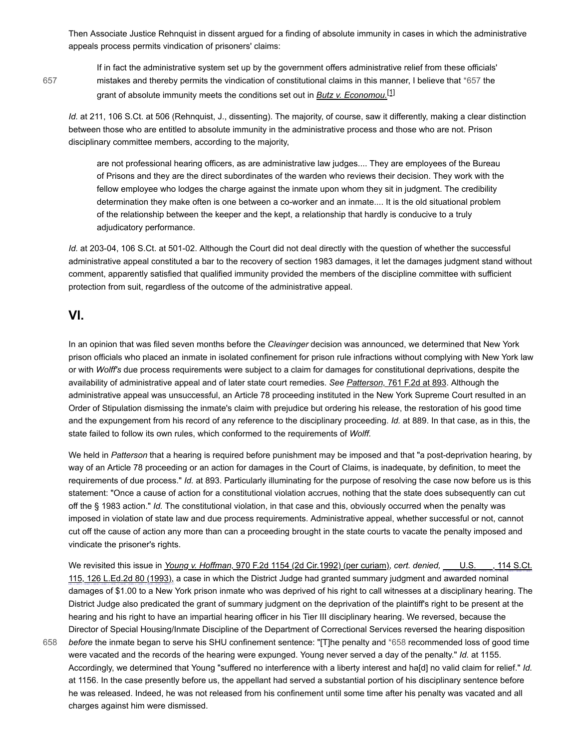Then Associate Justice Rehnquist in dissent argued for a finding of absolute immunity in cases in which the administrative appeals process permits vindication of prisoners' claims:

> If in fact the administrative system set up by the government offers administrative relief from these officials' mistakes and thereby permits the vindication of constitutional claims in this manner, I believe that *657 the grant of absolute immunity meets the conditions set out in *Butz v. Economou.*[1]

*Id.* at 211, 106 S.Ct. at 506 (Rehnquist, J., dissenting). The majority, of course, saw it differently, making a clear distinction between those who are entitled to absolute immunity in the administrative process and those who are not. Prison disciplinary committee members, according to the majority,

> are not professional hearing officers, as are administrative law judges.... They are employees of the Bureau of Prisons and they are the direct subordinates of the warden who reviews their decision. They work with the fellow employee who lodges the charge against the inmate upon whom they sit in judgment. The credibility determination they make often is one between a co-worker and an inmate.... It is the old situational problem of the relationship between the keeper and the kept, a relationship that hardly is conducive to a truly adjudicatory performance.

*Id.* at 203-04, 106 S.Ct. at 501-02. Although the Court did not deal directly with the question of whether the successful administrative appeal constituted a bar to the recovery of section 1983 damages, it let the damages judgment stand without comment, apparently satisfied that qualified immunity provided the members of the discipline committee with sufficient protection from suit, regardless of the outcome of the administrative appeal.

## VI.

In an opinion that was filed seven months before the *Cleavinger* decision was announced, we determined that New York prison officials who placed an inmate in isolated confinement for prison rule infractions without complying with New York law or with *Wolff's* due process requirements were subject to a claim for damages for constitutional deprivations, despite the availability of administrative appeal and of later state court remedies. *See* Patterson, 761 F.2d at 893. Although the administrative appeal was unsuccessful, an Article 78 proceeding instituted in the New York Supreme Court resulted in an Order of Stipulation dismissing the inmate's claim with prejudice but ordering his release, the restoration of his good time and the expungement from his record of any reference to the disciplinary proceeding. *Id.* at 889. In that case, as in this, the state failed to follow its own rules, which conformed to the requirements of *Wolff.*

We held in *Patterson* that a hearing is required before punishment may be imposed and that "a post-deprivation hearing, by way of an Article 78 proceeding or an action for damages in the Court of Claims, is inadequate, by definition, to meet the requirements of due process." *Id.* at 893. Particularly illuminating for the purpose of resolving the case now before us is this statement: "Once a cause of action for a constitutional violation accrues, nothing that the state does subsequently can cut off the § 1983 action." *Id.* The constitutional violation, in that case and this, obviously occurred when the penalty was imposed in violation of state law and due process requirements. Administrative appeal, whether successful or not, cannot cut off the cause of action any more than can a proceeding brought in the state courts to vacate the penalty imposed and vindicate the prisoner's rights.

We revisited this issue in *Young v. Hoffman,* 970 F.2d 1154 (2d Cir.1992) (per curiam), *cert. denied,* ___ U.S. ___, 114 S.Ct. 115, 126 L.Ed.2d 80 (1993), a case in which the District Judge had granted summary judgment and awarded nominal damages of $1.00 to a New York prison inmate who was deprived of his right to call witnesses at a disciplinary hearing. The District Judge also predicated the grant of summary judgment on the deprivation of the plaintiff's right to be present at the hearing and his right to have an impartial hearing officer in his Tier III disciplinary hearing. We reversed, because the Director of Special Housing/Inmate Discipline of the Department of Correctional Services reversed the hearing disposition *before* the inmate began to serve his SHU confinement sentence: "[T]he penalty and *658 recommended loss of good time were vacated and the records of the hearing were expunged. Young never served a day of the penalty." *Id.* at 1155. Accordingly, we determined that Young "suffered no interference with a liberty interest and ha[d] no valid claim for relief." *Id.* at 1156. In the case presently before us, the appellant had served a substantial portion of his disciplinary sentence before he was released. Indeed, he was not released from his confinement until some time after his penalty was vacated and all charges against him were dismissed.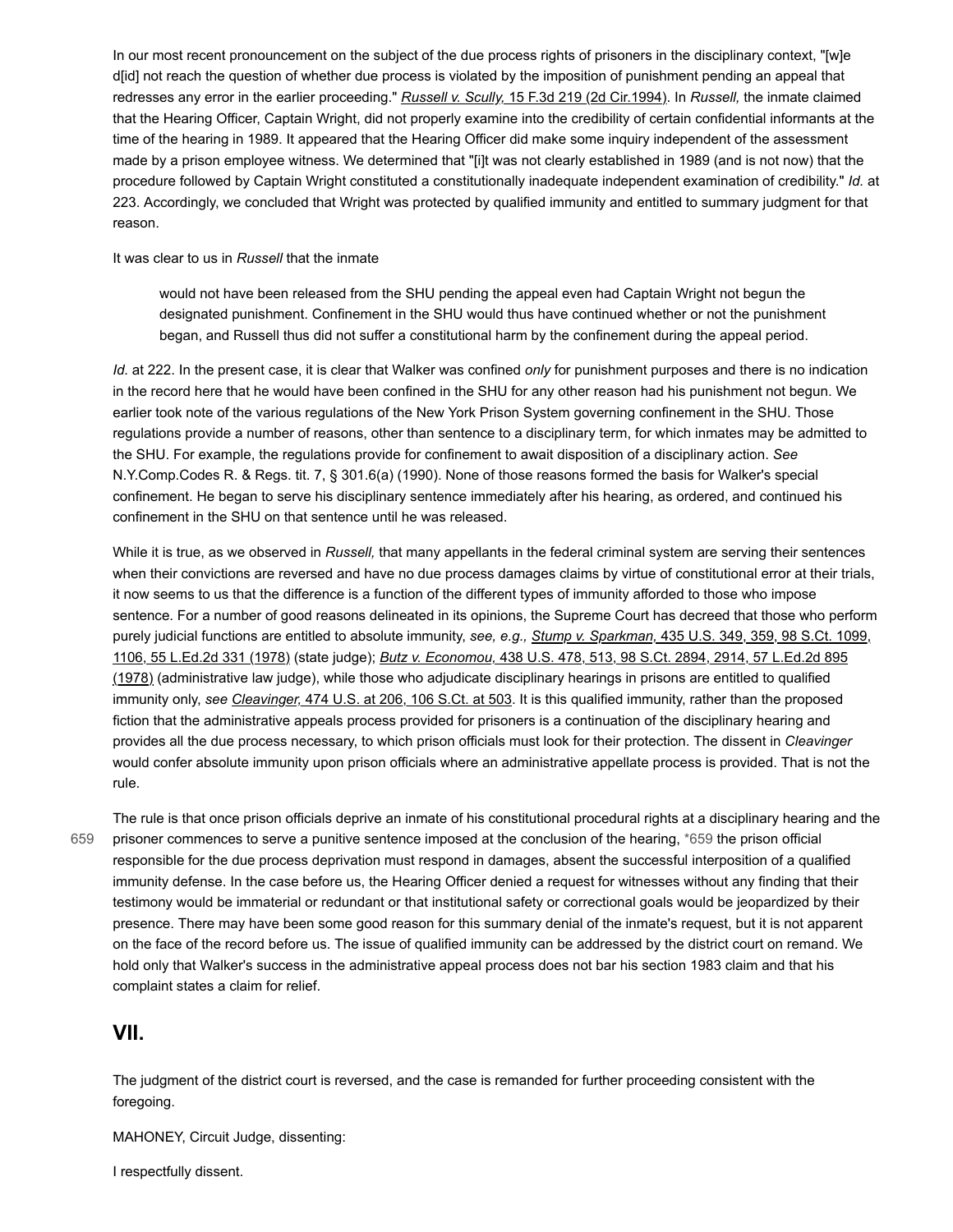In our most recent pronouncement on the subject of the due process rights of prisoners in the disciplinary context, "[w]e d[id] not reach the question of whether due process is violated by the imposition of punishment pending an appeal that redresses any error in the earlier proceeding." *Russell v. Scully,* 15 F.3d 219 (2d Cir.1994). In *Russell,* the inmate claimed that the Hearing Officer, Captain Wright, did not properly examine into the credibility of certain confidential informants at the time of the hearing in 1989. It appeared that the Hearing Officer did make some inquiry independent of the assessment made by a prison employee witness. We determined that "[i]t was not clearly established in 1989 (and is not now) that the procedure followed by Captain Wright constituted a constitutionally inadequate independent examination of credibility." *Id.* at 223. Accordingly, we concluded that Wright was protected by qualified immunity and entitled to summary judgment for that reason.

It was clear to us in *Russell* that the inmate

> would not have been released from the SHU pending the appeal even had Captain Wright not begun the designated punishment. Confinement in the SHU would thus have continued whether or not the punishment began, and Russell thus did not suffer a constitutional harm by the confinement during the appeal period.

*Id.* at 222. In the present case, it is clear that Walker was confined *only* for punishment purposes and there is no indication in the record here that he would have been confined in the SHU for any other reason had his punishment not begun. We earlier took note of the various regulations of the New York Prison System governing confinement in the SHU. Those regulations provide a number of reasons, other than sentence to a disciplinary term, for which inmates may be admitted to the SHU. For example, the regulations provide for confinement to await disposition of a disciplinary action. *See* N.Y.Comp.Codes R. & Regs. tit. 7, § 301.6(a) (1990). None of those reasons formed the basis for Walker's special confinement. He began to serve his disciplinary sentence immediately after his hearing, as ordered, and continued his confinement in the SHU on that sentence until he was released.

While it is true, as we observed in *Russell,* that many appellants in the federal criminal system are serving their sentences when their convictions are reversed and have no due process damages claims by virtue of constitutional error at their trials, it now seems to us that the difference is a function of the different types of immunity afforded to those who impose sentence. For a number of good reasons delineated in its opinions, the Supreme Court has decreed that those who perform purely judicial functions are entitled to absolute immunity, *see, e.g., Stump v. Sparkman,* 435 U.S. 349, 359, 98 S.Ct. 1099, 1106, 55 L.Ed.2d 331 (1978) (state judge); *Butz v. Economou,* 438 U.S. 478, 513, 98 S.Ct. 2894, 2914, 57 L.Ed.2d 895 (1978) (administrative law judge), while those who adjudicate disciplinary hearings in prisons are entitled to qualified immunity only, *see Cleavinger,* 474 U.S. at 206, 106 S.Ct. at 503. It is this qualified immunity, rather than the proposed fiction that the administrative appeals process provided for prisoners is a continuation of the disciplinary hearing and provides all the due process necessary, to which prison officials must look for their protection. The dissent in *Cleavinger* would confer absolute immunity upon prison officials where an administrative appellate process is provided. That is not the rule.

The rule is that once prison officials deprive an inmate of his constitutional procedural rights at a disciplinary hearing and the prisoner commences to serve a punitive sentence imposed at the conclusion of the hearing, the prison official responsible for the due process deprivation must respond in damages, absent the successful interposition of a qualified immunity defense. In the case before us, the Hearing Officer denied a request for witnesses without any finding that their testimony would be immaterial or redundant or that institutional safety or correctional goals would be jeopardized by their presence. There may have been some good reason for this summary denial of the inmate's request, but it is not apparent on the face of the record before us. The issue of qualified immunity can be addressed by the district court on remand. We hold only that Walker's success in the administrative appeal process does not bar his section 1983 claim and that his complaint states a claim for relief.

## VII.

The judgment of the district court is reversed, and the case is remanded for further proceeding consistent with the foregoing.

MAHONEY, Circuit Judge, dissenting:

I respectfully dissent.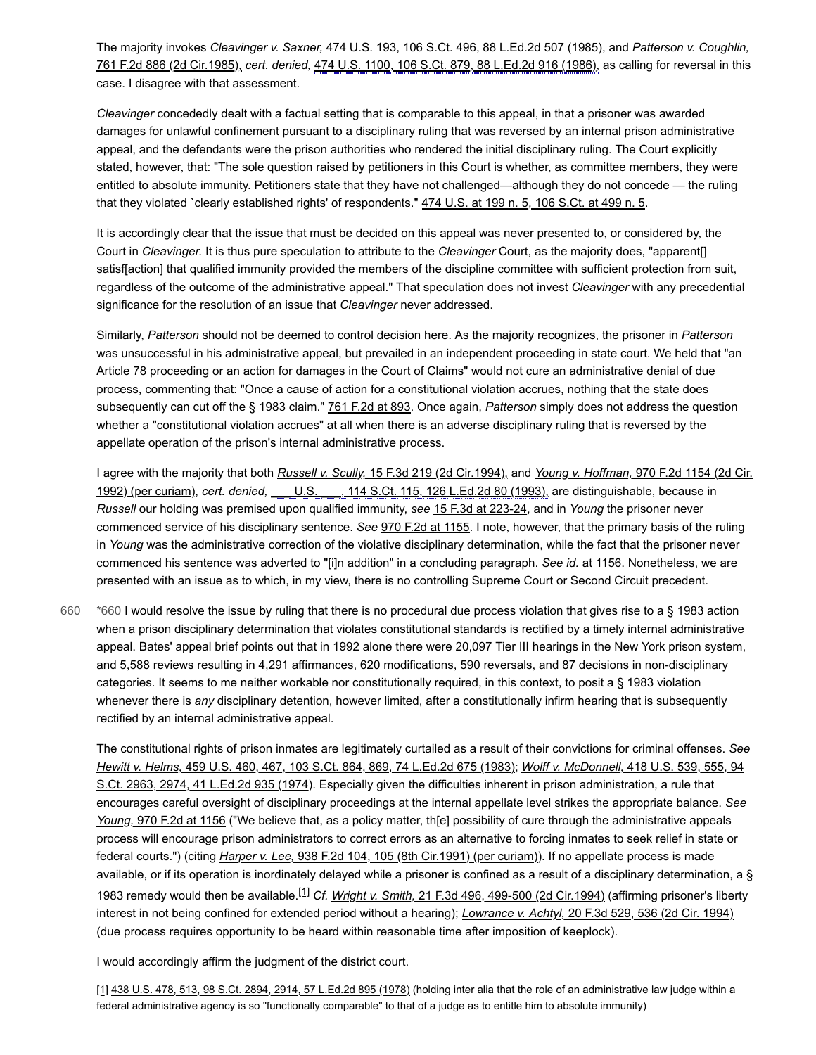The majority invokes *Cleavinger v. Saxner,* 474 U.S. 193, 106 S.Ct. 496, 88 L.Ed.2d 507 (1985), and *Patterson v. Coughlin,* 761 F.2d 886 (2d Cir.1985), *cert. denied,* 474 U.S. 1100, 106 S.Ct. 879, 88 L.Ed.2d 916 (1986), as calling for reversal in this case. I disagree with that assessment.

*Cleavinger* concededly dealt with a factual setting that is comparable to this appeal, in that a prisoner was awarded damages for unlawful confinement pursuant to a disciplinary ruling that was reversed by an internal prison administrative appeal, and the defendants were the prison authorities who rendered the initial disciplinary ruling. The Court explicitly stated, however, that: "The sole question raised by petitioners in this Court is whether, as committee members, they were entitled to absolute immunity. Petitioners state that they have not challenged—although they do not concede — the ruling that they violated `clearly established rights' of respondents." 474 U.S. at 199 n. 5, 106 S.Ct. at 499 n. 5.

It is accordingly clear that the issue that must be decided on this appeal was never presented to, or considered by, the Court in *Cleavinger.* It is thus pure speculation to attribute to the *Cleavinger* Court, as the majority does, "apparent[] satisf[action] that qualified immunity provided the members of the discipline committee with sufficient protection from suit, regardless of the outcome of the administrative appeal." That speculation does not invest *Cleavinger* with any precedential significance for the resolution of an issue that *Cleavinger* never addressed.

Similarly, *Patterson* should not be deemed to control decision here. As the majority recognizes, the prisoner in *Patterson* was unsuccessful in his administrative appeal, but prevailed in an independent proceeding in state court. We held that "an Article 78 proceeding or an action for damages in the Court of Claims" would not cure an administrative denial of due process, commenting that: "Once a cause of action for a constitutional violation accrues, nothing that the state does subsequently can cut off the § 1983 claim." 761 F.2d at 893. Once again, *Patterson* simply does not address the question whether a "constitutional violation accrues" at all when there is an adverse disciplinary ruling that is reversed by the appellate operation of the prison's internal administrative process.

I agree with the majority that both *Russell v. Scully,* 15 F.3d 219 (2d Cir.1994), and *Young v. Hoffman,* 970 F.2d 1154 (2d Cir. 1992) (per curiam), *cert. denied,* ___ U.S. ___, 114 S.Ct. 115, 126 L.Ed.2d 80 (1993), are distinguishable, because in *Russell* our holding was premised upon qualified immunity, *see* 15 F.3d at 223-24, and in *Young* the prisoner never commenced service of his disciplinary sentence. *See* 970 F.2d at 1155. I note, however, that the primary basis of the ruling in *Young* was the administrative correction of the violative disciplinary determination, while the fact that the prisoner never commenced his sentence was adverted to "[i]n addition" in a concluding paragraph. *See id.* at 1156. Nonetheless, we are presented with an issue as to which, in my view, there is no controlling Supreme Court or Second Circuit precedent.

*660 I would resolve the issue by ruling that there is no procedural due process violation that gives rise to a § 1983 action when a prison disciplinary determination that violates constitutional standards is rectified by a timely internal administrative appeal. Bates' appeal brief points out that in 1992 alone there were 20,097 Tier III hearings in the New York prison system, and 5,588 reviews resulting in 4,291 affirmances, 620 modifications, 590 reversals, and 87 decisions in non-disciplinary categories. It seems to me neither workable nor constitutionally required, in this context, to posit a § 1983 violation whenever there is *any* disciplinary detention, however limited, after a constitutionally infirm hearing that is subsequently rectified by an internal administrative appeal.

The constitutional rights of prison inmates are legitimately curtailed as a result of their convictions for criminal offenses. *See Hewitt v. Helms,* 459 U.S. 460, 467, 103 S.Ct. 864, 869, 74 L.Ed.2d 675 (1983); *Wolff v. McDonnell,* 418 U.S. 539, 555, 94 S.Ct. 2963, 2974, 41 L.Ed.2d 935 (1974). Especially given the difficulties inherent in prison administration, a rule that encourages careful oversight of disciplinary proceedings at the internal appellate level strikes the appropriate balance. *See Young,* 970 F.2d at 1156 ("We believe that, as a policy matter, th[e] possibility of cure through the administrative appeals process will encourage prison administrators to correct errors as an alternative to forcing inmates to seek relief in state or federal courts.") (citing *Harper v. Lee,* 938 F.2d 104, 105 (8th Cir.1991) (per curiam)). If no appellate process is made available, or if its operation is inordinately delayed while a prisoner is confined as a result of a disciplinary determination, a § 1983 remedy would then be available.[1] *Cf. Wright v. Smith,* 21 F.3d 496, 499-500 (2d Cir.1994) (affirming prisoner's liberty interest in not being confined for extended period without a hearing); *Lowrance v. Achtyl,* 20 F.3d 529, 536 (2d Cir. 1994) (due process requires opportunity to be heard within reasonable time after imposition of keeplock).

I would accordingly affirm the judgment of the district court.

[1] 438 U.S. 478, 513, 98 S.Ct. 2894, 2914, 57 L.Ed.2d 895 (1978) (holding inter alia that the role of an administrative law judge within a federal administrative agency is so "functionally comparable" to that of a judge as to entitle him to absolute immunity)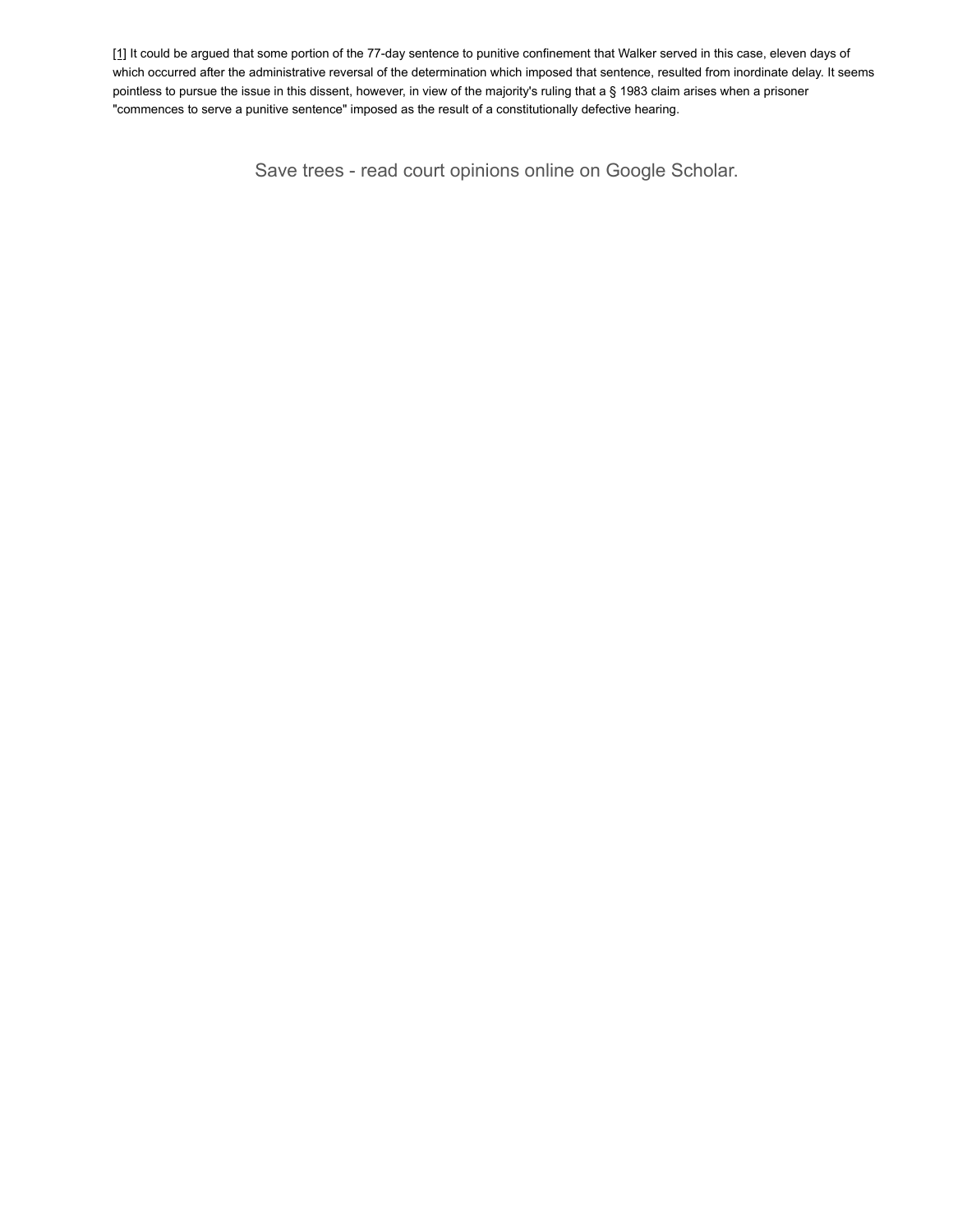[1] It could be argued that some portion of the 77-day sentence to punitive confinement that Walker served in this case, eleven days of which occurred after the administrative reversal of the determination which imposed that sentence, resulted from inordinate delay. It seems pointless to pursue the issue in this dissent, however, in view of the majority's ruling that a § 1983 claim arises when a prisoner "commences to serve a punitive sentence" imposed as the result of a constitutionally defective hearing.

Save trees - read court opinions online on Google Scholar.